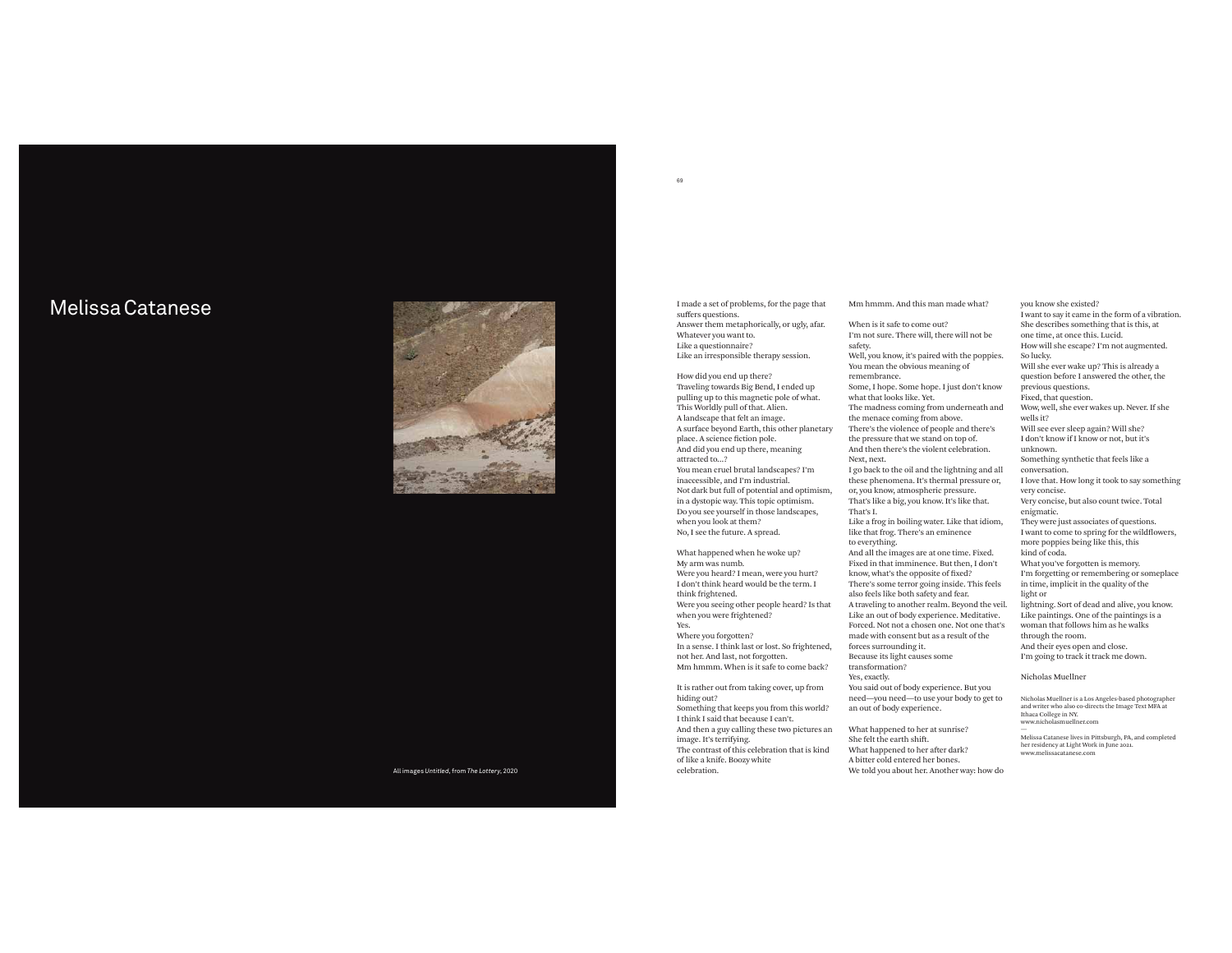# Melissa Catanese

All images *Untitled*, from *The Lottery*, 2020

I made a set of problems, for the page that suffers questions.
Answer them metaphorically, or ugly, afar.
Whatever you want to.
Like a questionnaire?
Like an irresponsible therapy session.

How did you end up there?
Traveling towards Big Bend, I ended up pulling up to this magnetic pole of what.
This Worldly pull of that. Alien.
A landscape that felt an image.
A surface beyond Earth, this other planetary place. A science fiction pole.
And did you end up there, meaning attracted to…?
You mean cruel brutal landscapes? I'm inaccessible, and I'm industrial.
Not dark but full of potential and optimism, in a dystopic way. This topic optimism.
Do you see yourself in those landscapes, when you look at them?
No, I see the future. A spread.

What happened when he woke up?
My arm was numb.
Were you heard? I mean, were you hurt?
I don't think heard would be the term. I think frightened.
Were you seeing other people heard? Is that when you were frightened?
Yes.
Where you forgotten?
In a sense. I think last or lost. So frightened, not her. And last, not forgotten.
Mm hmmm. When is it safe to come back?

It is rather out from taking cover, up from hiding out?
Something that keeps you from this world?
I think I said that because I can't.
And then a guy calling these two pictures an image. It's terrifying.
The contrast of this celebration that is kind of like a knife. Boozy white celebration.

Mm hmmm. And this man made what?

When is it safe to come out?
I'm not sure. There will, there will not be safety.
Well, you know, it's paired with the poppies.
You mean the obvious meaning of remembrance.
Some, I hope. Some hope. I just don't know what that looks like. Yet.
The madness coming from underneath and the menace coming from above.
There's the violence of people and there's the pressure that we stand on top of.
And then there's the violent celebration.
Next, next.
I go back to the oil and the lightning and all these phenomena. It's thermal pressure or, or, you know, atmospheric pressure.
That's like a big, you know. It's like that.
That's I.
Like a frog in boiling water. Like that idiom, like that frog. There's an eminence to everything.
And all the images are at one time. Fixed.
Fixed in that imminence. But then, I don't know, what's the opposite of fixed?
There's some terror going inside. This feels also feels like both safety and fear.
A traveling to another realm. Beyond the veil.
Like an out of body experience. Meditative.
Forced. Not not a chosen one. Not one that's made with consent but as a result of the forces surrounding it.
Because its light causes some transformation?
Yes, exactly.
You said out of body experience. But you need—you need—to use your body to get to an out of body experience.

What happened to her at sunrise?
She felt the earth shift.
What happened to her after dark?
A bitter cold entered her bones.
We told you about her. Another way: how do you know she existed?
I want to say it came in the form of a vibration.
She describes something that is this, at one time, at once this. Lucid.
How will she escape? I'm not augmented.
So lucky.
Will she ever wake up? This is already a question before I answered the other, the previous questions.
Fixed, that question.
Wow, well, she ever wakes up. Never. If she wells it?
Will see ever sleep again? Will she?
I don't know if I know or not, but it's unknown.
Something synthetic that feels like a conversation.
I love that. How long it took to say something very concise.
Very concise, but also count twice. Total enigmatic.
They were just associates of questions.
I want to come to spring for the wildflowers, more poppies being like this, this kind of coda.
What you've forgotten is memory.
I'm forgetting or remembering or someplace in time, implicit in the quality of the light or lightning. Sort of dead and alive, you know.
Like paintings. One of the paintings is a woman that follows him as he walks through the room.
And their eyes open and close.
I'm going to track it track me down.

Nicholas Muellner

Nicholas Muellner is a Los Angeles-based photographer and writer who also co-directs the Image Text MFA at Ithaca College in NY.
www.nicholasmuellner.com

—

Melissa Catanese lives in Pittsburgh, PA, and completed her residency at Light Work in June 2021.
www.melissacatanese.com